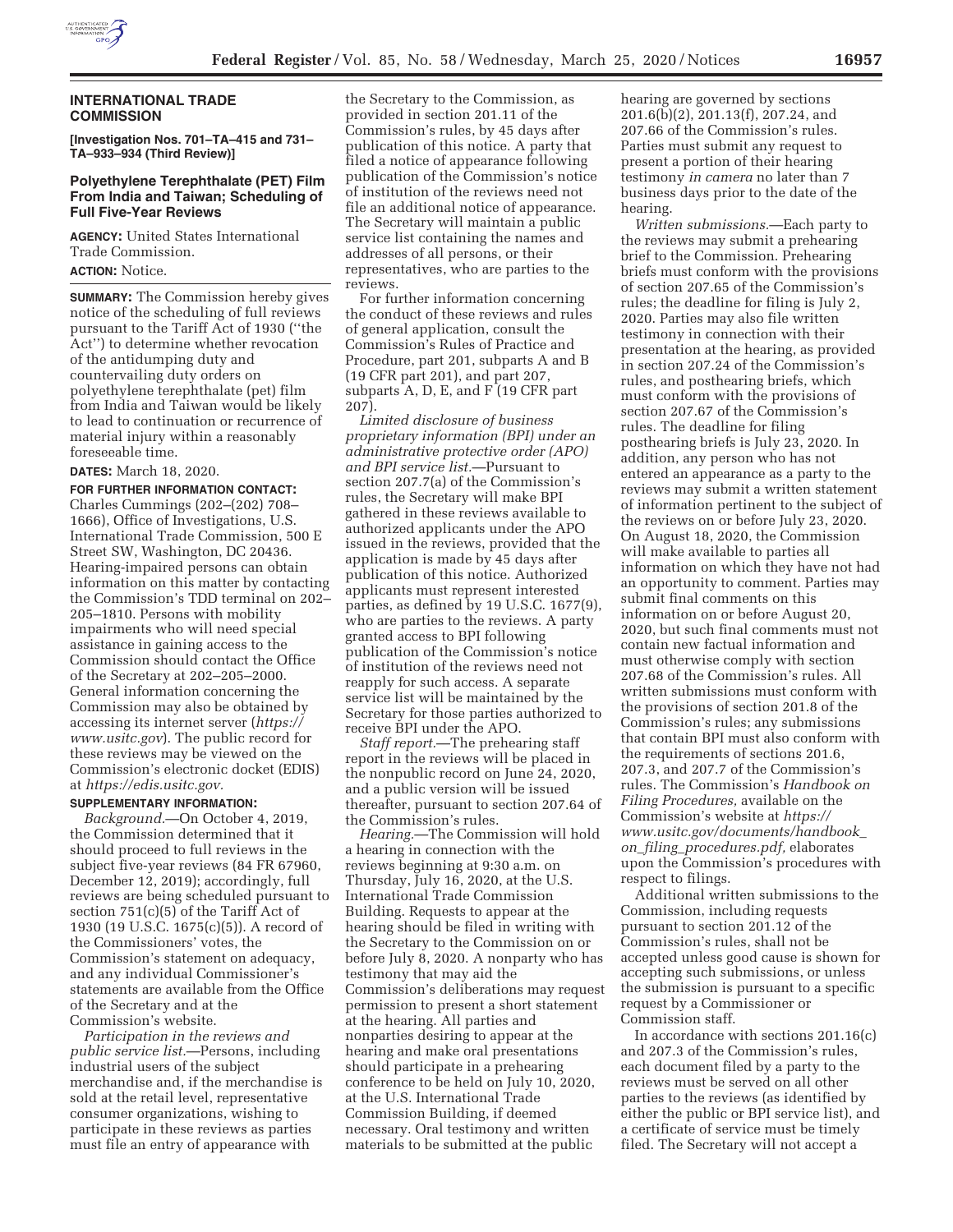## INTERNATIONAL TRADE COMMISSION

**[Investigation Nos. 701–TA–415 and 731–TA–933–934 (Third Review)]**

### Polyethylene Terephthalate (PET) Film From India and Taiwan; Scheduling of Full Five-Year Reviews

**AGENCY:** United States International Trade Commission.

**ACTION:** Notice.

**SUMMARY:** The Commission hereby gives notice of the scheduling of full reviews pursuant to the Tariff Act of 1930 (''the Act'') to determine whether revocation of the antidumping duty and countervailing duty orders on polyethylene terephthalate (pet) film from India and Taiwan would be likely to lead to continuation or recurrence of material injury within a reasonably foreseeable time.

**DATES:** March 18, 2020.

**FOR FURTHER INFORMATION CONTACT:** Charles Cummings (202–(202) 708–1666), Office of Investigations, U.S. International Trade Commission, 500 E Street SW, Washington, DC 20436. Hearing-impaired persons can obtain information on this matter by contacting the Commission's TDD terminal on 202–205–1810. Persons with mobility impairments who will need special assistance in gaining access to the Commission should contact the Office of the Secretary at 202–205–2000. General information concerning the Commission may also be obtained by accessing its internet server (*https://www.usitc.gov*). The public record for these reviews may be viewed on the Commission's electronic docket (EDIS) at *https://edis.usitc.gov.*

**SUPPLEMENTARY INFORMATION:**

*Background.*—On October 4, 2019, the Commission determined that it should proceed to full reviews in the subject five-year reviews (84 FR 67960, December 12, 2019); accordingly, full reviews are being scheduled pursuant to section 751(c)(5) of the Tariff Act of 1930 (19 U.S.C. 1675(c)(5)). A record of the Commissioners' votes, the Commission's statement on adequacy, and any individual Commissioner's statements are available from the Office of the Secretary and at the Commission's website.

*Participation in the reviews and public service list.*—Persons, including industrial users of the subject merchandise and, if the merchandise is sold at the retail level, representative consumer organizations, wishing to participate in these reviews as parties must file an entry of appearance with the Secretary to the Commission, as provided in section 201.11 of the Commission's rules, by 45 days after publication of this notice. A party that filed a notice of appearance following publication of the Commission's notice of institution of the reviews need not file an additional notice of appearance. The Secretary will maintain a public service list containing the names and addresses of all persons, or their representatives, who are parties to the reviews.

For further information concerning the conduct of these reviews and rules of general application, consult the Commission's Rules of Practice and Procedure, part 201, subparts A and B (19 CFR part 201), and part 207, subparts A, D, E, and F (19 CFR part 207).

*Limited disclosure of business proprietary information (BPI) under an administrative protective order (APO) and BPI service list.*—Pursuant to section 207.7(a) of the Commission's rules, the Secretary will make BPI gathered in these reviews available to authorized applicants under the APO issued in the reviews, provided that the application is made by 45 days after publication of this notice. Authorized applicants must represent interested parties, as defined by 19 U.S.C. 1677(9), who are parties to the reviews. A party granted access to BPI following publication of the Commission's notice of institution of the reviews need not reapply for such access. A separate service list will be maintained by the Secretary for those parties authorized to receive BPI under the APO.

*Staff report.*—The prehearing staff report in the reviews will be placed in the nonpublic record on June 24, 2020, and a public version will be issued thereafter, pursuant to section 207.64 of the Commission's rules.

*Hearing.*—The Commission will hold a hearing in connection with the reviews beginning at 9:30 a.m. on Thursday, July 16, 2020, at the U.S. International Trade Commission Building. Requests to appear at the hearing should be filed in writing with the Secretary to the Commission on or before July 8, 2020. A nonparty who has testimony that may aid the Commission's deliberations may request permission to present a short statement at the hearing. All parties and nonparties desiring to appear at the hearing and make oral presentations should participate in a prehearing conference to be held on July 10, 2020, at the U.S. International Trade Commission Building, if deemed necessary. Oral testimony and written materials to be submitted at the public hearing are governed by sections 201.6(b)(2), 201.13(f), 207.24, and 207.66 of the Commission's rules. Parties must submit any request to present a portion of their hearing testimony *in camera* no later than 7 business days prior to the date of the hearing.

*Written submissions.*—Each party to the reviews may submit a prehearing brief to the Commission. Prehearing briefs must conform with the provisions of section 207.65 of the Commission's rules; the deadline for filing is July 2, 2020. Parties may also file written testimony in connection with their presentation at the hearing, as provided in section 207.24 of the Commission's rules, and posthearing briefs, which must conform with the provisions of section 207.67 of the Commission's rules. The deadline for filing posthearing briefs is July 23, 2020. In addition, any person who has not entered an appearance as a party to the reviews may submit a written statement of information pertinent to the subject of the reviews on or before July 23, 2020. On August 18, 2020, the Commission will make available to parties all information on which they have not had an opportunity to comment. Parties may submit final comments on this information on or before August 20, 2020, but such final comments must not contain new factual information and must otherwise comply with section 207.68 of the Commission's rules. All written submissions must conform with the provisions of section 201.8 of the Commission's rules; any submissions that contain BPI must also conform with the requirements of sections 201.6, 207.3, and 207.7 of the Commission's rules. The Commission's *Handbook on Filing Procedures,* available on the Commission's website at *https://www.usitc.gov/documents/handbook_on_filing_procedures.pdf,* elaborates upon the Commission's procedures with respect to filings.

Additional written submissions to the Commission, including requests pursuant to section 201.12 of the Commission's rules, shall not be accepted unless good cause is shown for accepting such submissions, or unless the submission is pursuant to a specific request by a Commissioner or Commission staff.

In accordance with sections 201.16(c) and 207.3 of the Commission's rules, each document filed by a party to the reviews must be served on all other parties to the reviews (as identified by either the public or BPI service list), and a certificate of service must be timely filed. The Secretary will not accept a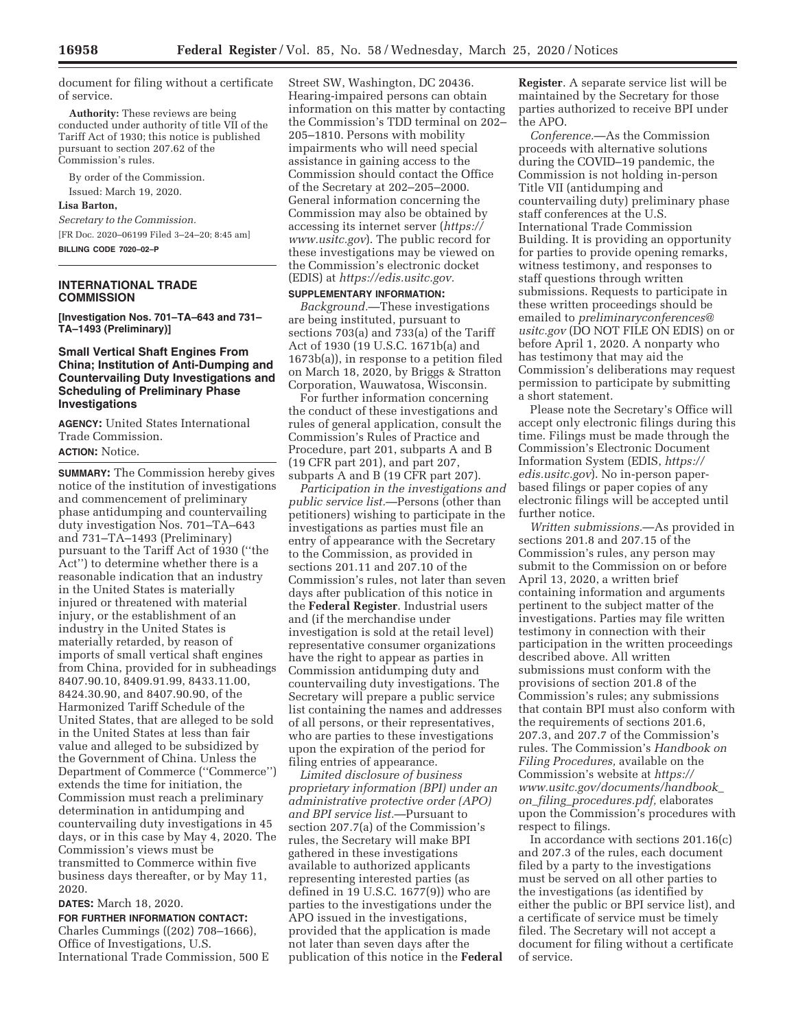document for filing without a certificate of service.

**Authority:** These reviews are being conducted under authority of title VII of the Tariff Act of 1930; this notice is published pursuant to section 207.62 of the Commission's rules.

By order of the Commission.

Issued: March 19, 2020.

**Lisa Barton,**

*Secretary to the Commission.*

[FR Doc. 2020–06199 Filed 3–24–20; 8:45 am]

**BILLING CODE 7020–02–P**

## INTERNATIONAL TRADE COMMISSION

**[Investigation Nos. 701–TA–643 and 731–TA–1493 (Preliminary)]**

### Small Vertical Shaft Engines From China; Institution of Anti-Dumping and Countervailing Duty Investigations and Scheduling of Preliminary Phase Investigations

**AGENCY:** United States International Trade Commission.

**ACTION:** Notice.

**SUMMARY:** The Commission hereby gives notice of the institution of investigations and commencement of preliminary phase antidumping and countervailing duty investigation Nos. 701–TA–643 and 731–TA–1493 (Preliminary) pursuant to the Tariff Act of 1930 (''the Act'') to determine whether there is a reasonable indication that an industry in the United States is materially injured or threatened with material injury, or the establishment of an industry in the United States is materially retarded, by reason of imports of small vertical shaft engines from China, provided for in subheadings 8407.90.10, 8409.91.99, 8433.11.00, 8424.30.90, and 8407.90.90, of the Harmonized Tariff Schedule of the United States, that are alleged to be sold in the United States at less than fair value and alleged to be subsidized by the Government of China. Unless the Department of Commerce (''Commerce'') extends the time for initiation, the Commission must reach a preliminary determination in antidumping and countervailing duty investigations in 45 days, or in this case by May 4, 2020. The Commission's views must be transmitted to Commerce within five business days thereafter, or by May 11, 2020.

**DATES:** March 18, 2020.

**FOR FURTHER INFORMATION CONTACT:** Charles Cummings ((202) 708–1666), Office of Investigations, U.S. International Trade Commission, 500 E Street SW, Washington, DC 20436. Hearing-impaired persons can obtain information on this matter by contacting the Commission's TDD terminal on 202–205–1810. Persons with mobility impairments who will need special assistance in gaining access to the Commission should contact the Office of the Secretary at 202–205–2000. General information concerning the Commission may also be obtained by accessing its internet server (*https://www.usitc.gov*). The public record for these investigations may be viewed on the Commission's electronic docket (EDIS) at *https://edis.usitc.gov*.

**SUPPLEMENTARY INFORMATION:**

*Background.*—These investigations are being instituted, pursuant to sections 703(a) and 733(a) of the Tariff Act of 1930 (19 U.S.C. 1671b(a) and 1673b(a)), in response to a petition filed on March 18, 2020, by Briggs & Stratton Corporation, Wauwatosa, Wisconsin.

For further information concerning the conduct of these investigations and rules of general application, consult the Commission's Rules of Practice and Procedure, part 201, subparts A and B (19 CFR part 201), and part 207, subparts A and B (19 CFR part 207).

*Participation in the investigations and public service list.*—Persons (other than petitioners) wishing to participate in the investigations as parties must file an entry of appearance with the Secretary to the Commission, as provided in sections 201.11 and 207.10 of the Commission's rules, not later than seven days after publication of this notice in the **Federal Register**. Industrial users and (if the merchandise under investigation is sold at the retail level) representative consumer organizations have the right to appear as parties in Commission antidumping duty and countervailing duty investigations. The Secretary will prepare a public service list containing the names and addresses of all persons, or their representatives, who are parties to these investigations upon the expiration of the period for filing entries of appearance.

*Limited disclosure of business proprietary information (BPI) under an administrative protective order (APO) and BPI service list.*—Pursuant to section 207.7(a) of the Commission's rules, the Secretary will make BPI gathered in these investigations available to authorized applicants representing interested parties (as defined in 19 U.S.C. 1677(9)) who are parties to the investigations under the APO issued in the investigations, provided that the application is made not later than seven days after the publication of this notice in the **Federal Register**. A separate service list will be maintained by the Secretary for those parties authorized to receive BPI under the APO.

*Conference.*—As the Commission proceeds with alternative solutions during the COVID–19 pandemic, the Commission is not holding in-person Title VII (antidumping and countervailing duty) preliminary phase staff conferences at the U.S. International Trade Commission Building. It is providing an opportunity for parties to provide opening remarks, witness testimony, and responses to staff questions through written submissions. Requests to participate in these written proceedings should be emailed to *preliminaryconferences@usitc.gov* (DO NOT FILE ON EDIS) on or before April 1, 2020. A nonparty who has testimony that may aid the Commission's deliberations may request permission to participate by submitting a short statement.

Please note the Secretary's Office will accept only electronic filings during this time. Filings must be made through the Commission's Electronic Document Information System (EDIS, *https://edis.usitc.gov*). No in-person paper-based filings or paper copies of any electronic filings will be accepted until further notice.

*Written submissions.*—As provided in sections 201.8 and 207.15 of the Commission's rules, any person may submit to the Commission on or before April 13, 2020, a written brief containing information and arguments pertinent to the subject matter of the investigations. Parties may file written testimony in connection with their participation in the written proceedings described above. All written submissions must conform with the provisions of section 201.8 of the Commission's rules; any submissions that contain BPI must also conform with the requirements of sections 201.6, 207.3, and 207.7 of the Commission's rules. The Commission's *Handbook on Filing Procedures,* available on the Commission's website at *https://www.usitc.gov/documents/handbook_on_filing_procedures.pdf,* elaborates upon the Commission's procedures with respect to filings.

In accordance with sections 201.16(c) and 207.3 of the rules, each document filed by a party to the investigations must be served on all other parties to the investigations (as identified by either the public or BPI service list), and a certificate of service must be timely filed. The Secretary will not accept a document for filing without a certificate of service.